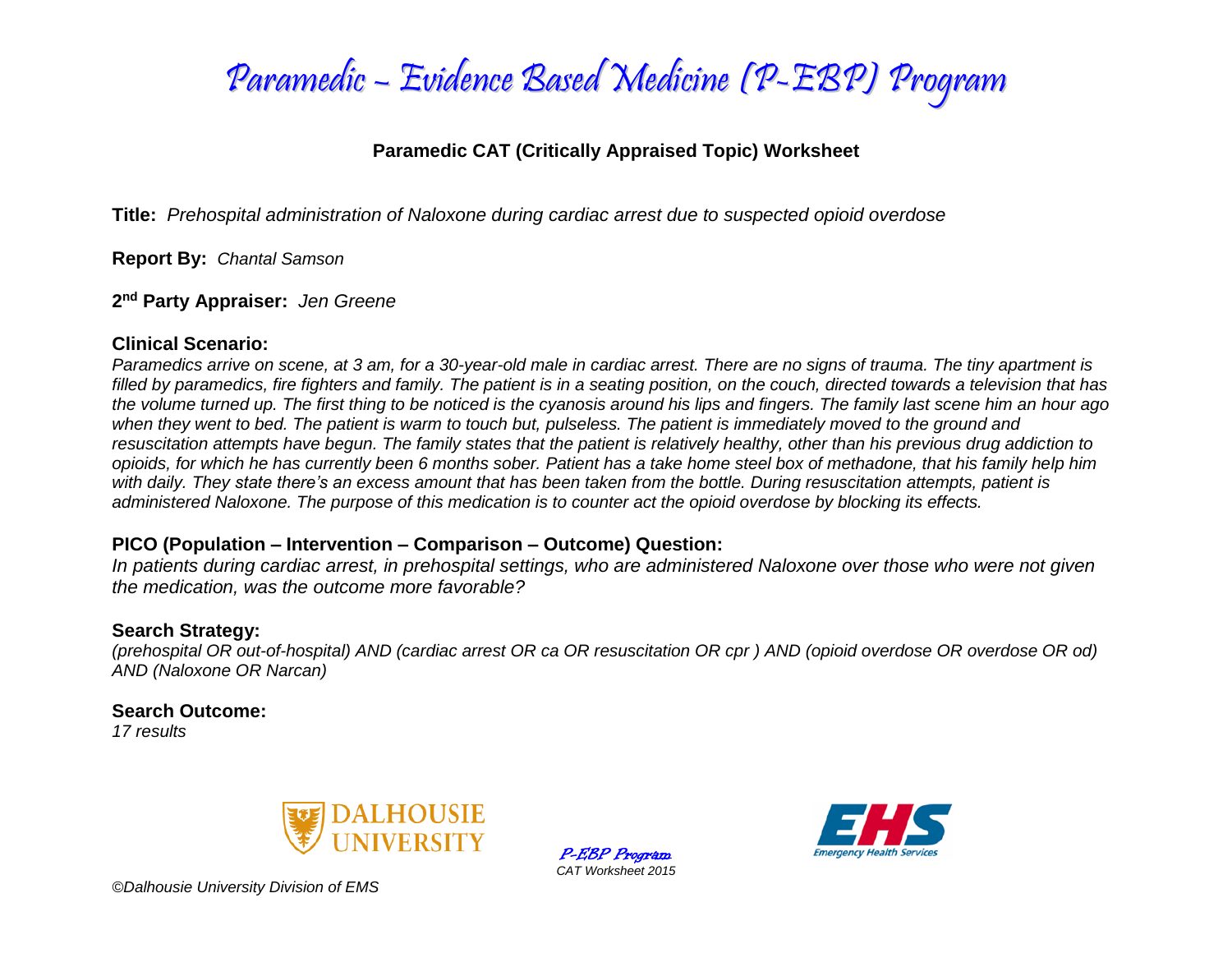# Paramedic – Evidence Based Medicine (P-EBP) Program

**Paramedic CAT (Critically Appraised Topic) Worksheet**

**Title:** *Prehospital administration of Naloxone during cardiac arrest due to suspected opioid overdose*

**Report By:** *Chantal Samson*

**2nd Party Appraiser:** *Jen Greene*

### Clinical Scenario:

*Paramedics arrive on scene, at 3 am, for a 30-year-old male in cardiac arrest. There are no signs of trauma. The tiny apartment is filled by paramedics, fire fighters and family. The patient is in a seating position, on the couch, directed towards a television that has the volume turned up. The first thing to be noticed is the cyanosis around his lips and fingers. The family last scene him an hour ago when they went to bed. The patient is warm to touch but, pulseless. The patient is immediately moved to the ground and resuscitation attempts have begun. The family states that the patient is relatively healthy, other than his previous drug addiction to opioids, for which he has currently been 6 months sober. Patient has a take home steel box of methadone, that his family help him with daily. They state there's an excess amount that has been taken from the bottle. During resuscitation attempts, patient is administered Naloxone. The purpose of this medication is to counter act the opioid overdose by blocking its effects.*

### PICO (Population – Intervention – Comparison – Outcome) Question:

*In patients during cardiac arrest, in prehospital settings, who are administered Naloxone over those who were not given the medication, was the outcome more favorable?*

### Search Strategy:

*(prehospital OR out-of-hospital) AND (cardiac arrest OR ca OR resuscitation OR cpr ) AND (opioid overdose OR overdose OR od) AND (Naloxone OR Narcan)*

### Search Outcome:

*17 results*

©Dalhousie University Division of EMS

*P-EBP Program*
*CAT Worksheet 2015*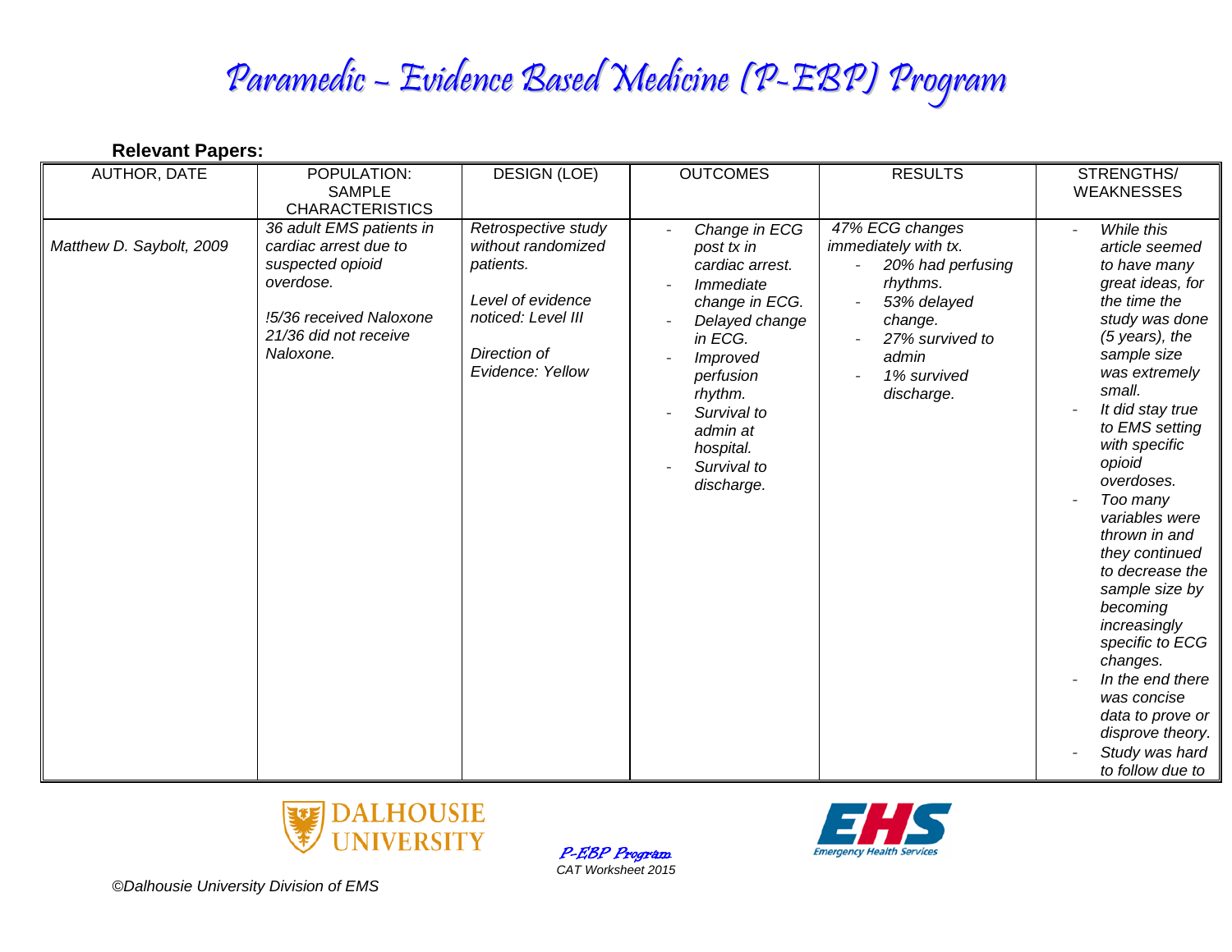# Paramedic – Evidence Based Medicine (P-EBP) Program

**Relevant Papers:**

| AUTHOR, DATE | POPULATION: SAMPLE CHARACTERISTICS | DESIGN (LOE) | OUTCOMES | RESULTS | STRENGTHS/ WEAKNESSES |
|---|---|---|---|---|---|
| *Matthew D. Saybolt, 2009* | *36 adult EMS patients in cardiac arrest due to suspected opioid overdose.*<br><br>*!5/36 received Naloxone 21/36 did not receive Naloxone.* | *Retrospective study without randomized patients.*<br><br>*Level of evidence noticed: Level III*<br><br>*Direction of Evidence: Yellow* | - *Change in ECG post tx in cardiac arrest.*<br>- *Immediate change in ECG.*<br>- *Delayed change in ECG.*<br>- *Improved perfusion rhythm.*<br>- *Survival to admin at hospital.*<br>- *Survival to discharge.* | *47% ECG changes immediately with tx.*<br>- *20% had perfusing rhythms.*<br>- *53% delayed change.*<br>- *27% survived to admin*<br>- *1% survived discharge.* | - *While this article seemed to have many great ideas, for the time the study was done (5 years), the sample size was extremely small.*<br>- *It did stay true to EMS setting with specific opioid overdoses.*<br>- *Too many variables were thrown in and they continued to decrease the sample size by becoming increasingly specific to ECG changes.*<br>- *In the end there was concise data to prove or disprove theory.*<br>- *Study was hard to follow due to* |

*P-EBP Program*
*CAT Worksheet 2015*

*©Dalhousie University Division of EMS*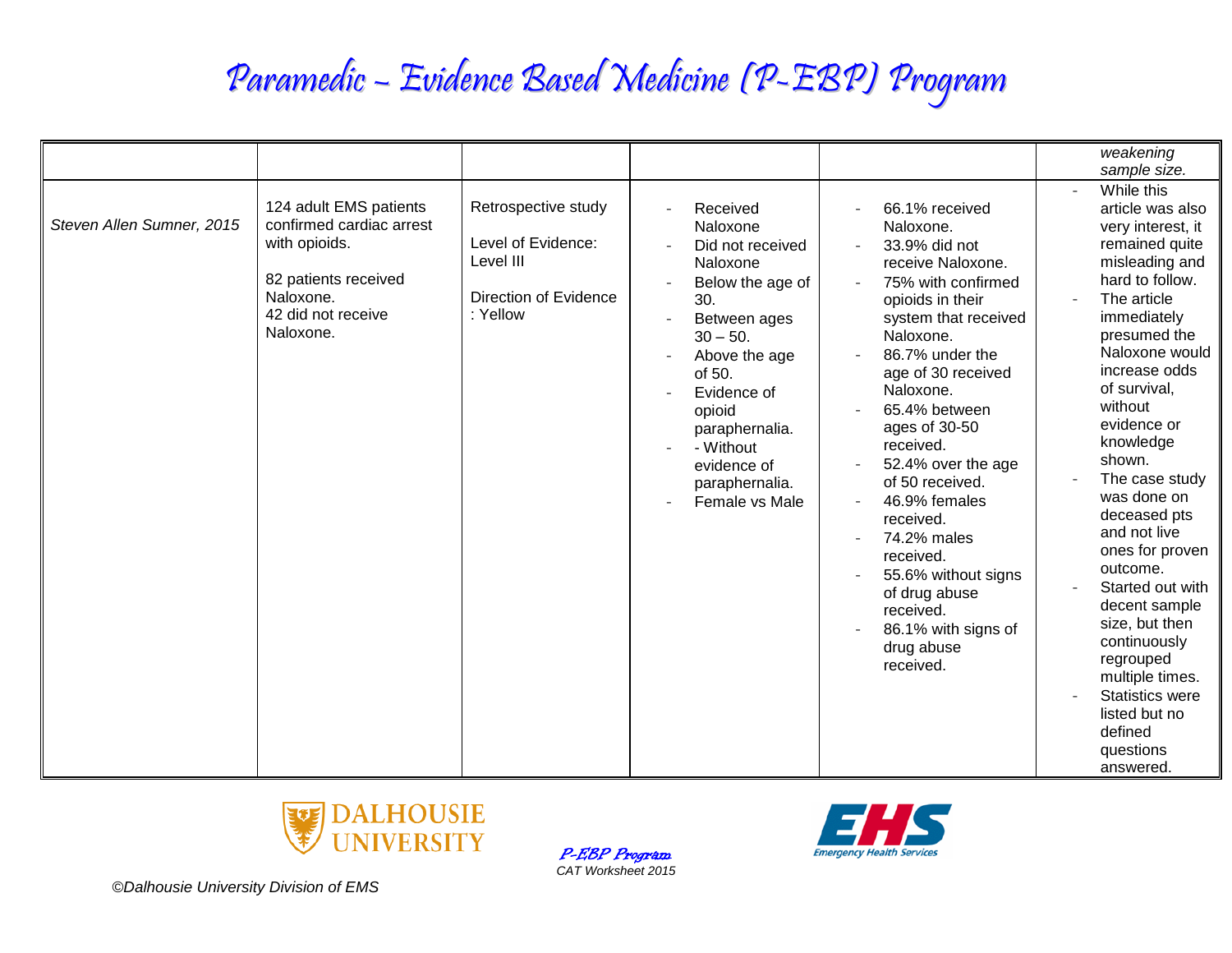# Paramedic – Evidence Based Medicine (P-EBP) Program

| | | | | | |
|---|---|---|---|---|---|
| | | | | | *weakening sample size.* |
| *Steven Allen Sumner, 2015* | 124 adult EMS patients confirmed cardiac arrest with opioids.<br><br>82 patients received Naloxone.<br>42 did not receive Naloxone. | Retrospective study<br><br>Level of Evidence: Level III<br><br>Direction of Evidence : Yellow | - Received Naloxone<br>- Did not received Naloxone<br>- Below the age of 30.<br>- Between ages 30 – 50.<br>- Above the age of 50.<br>- Evidence of opioid paraphernalia.<br>- - Without evidence of paraphernalia.<br>- Female vs Male | - 66.1% received Naloxone.<br>- 33.9% did not receive Naloxone.<br>- 75% with confirmed opioids in their system that received Naloxone.<br>- 86.7% under the age of 30 received Naloxone.<br>- 65.4% between ages of 30-50 received.<br>- 52.4% over the age of 50 received.<br>- 46.9% females received.<br>- 74.2% males received.<br>- 55.6% without signs of drug abuse received.<br>- 86.1% with signs of drug abuse received. | - While this article was also very interest, it remained quite misleading and hard to follow.<br>- The article immediately presumed the Naloxone would increase odds of survival, without evidence or knowledge shown.<br>- The case study was done on deceased pts and not live ones for proven outcome.<br>- Started out with decent sample size, but then continuously regrouped multiple times.<br>- Statistics were listed but no defined questions answered. |

*P-EBP Program*
*CAT Worksheet 2015*

*©Dalhousie University Division of EMS*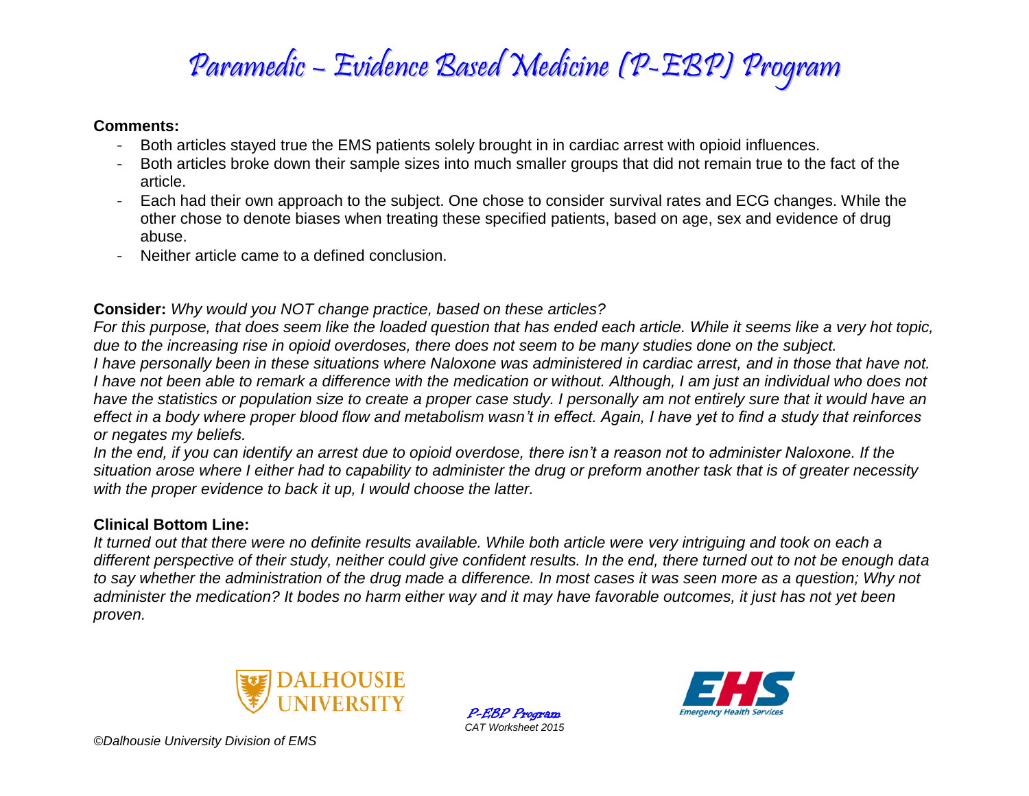**Comments:**

- Both articles stayed true the EMS patients solely brought in in cardiac arrest with opioid influences.
- Both articles broke down their sample sizes into much smaller groups that did not remain true to the fact of the article.
- Each had their own approach to the subject. One chose to consider survival rates and ECG changes. While the other chose to denote biases when treating these specified patients, based on age, sex and evidence of drug abuse.
- Neither article came to a defined conclusion.

**Consider:** *Why would you NOT change practice, based on these articles?*

*For this purpose, that does seem like the loaded question that has ended each article. While it seems like a very hot topic, due to the increasing rise in opioid overdoses, there does not seem to be many studies done on the subject.*

*I have personally been in these situations where Naloxone was administered in cardiac arrest, and in those that have not. I have not been able to remark a difference with the medication or without. Although, I am just an individual who does not have the statistics or population size to create a proper case study. I personally am not entirely sure that it would have an effect in a body where proper blood flow and metabolism wasn't in effect. Again, I have yet to find a study that reinforces or negates my beliefs.*

*In the end, if you can identify an arrest due to opioid overdose, there isn't a reason not to administer Naloxone. If the situation arose where I either had to capability to administer the drug or preform another task that is of greater necessity with the proper evidence to back it up, I would choose the latter.*

**Clinical Bottom Line:**

*It turned out that there were no definite results available. While both article were very intriguing and took on each a different perspective of their study, neither could give confident results. In the end, there turned out to not be enough data to say whether the administration of the drug made a difference. In most cases it was seen more as a question; Why not administer the medication? It bodes no harm either way and it may have favorable outcomes, it just has not yet been proven.*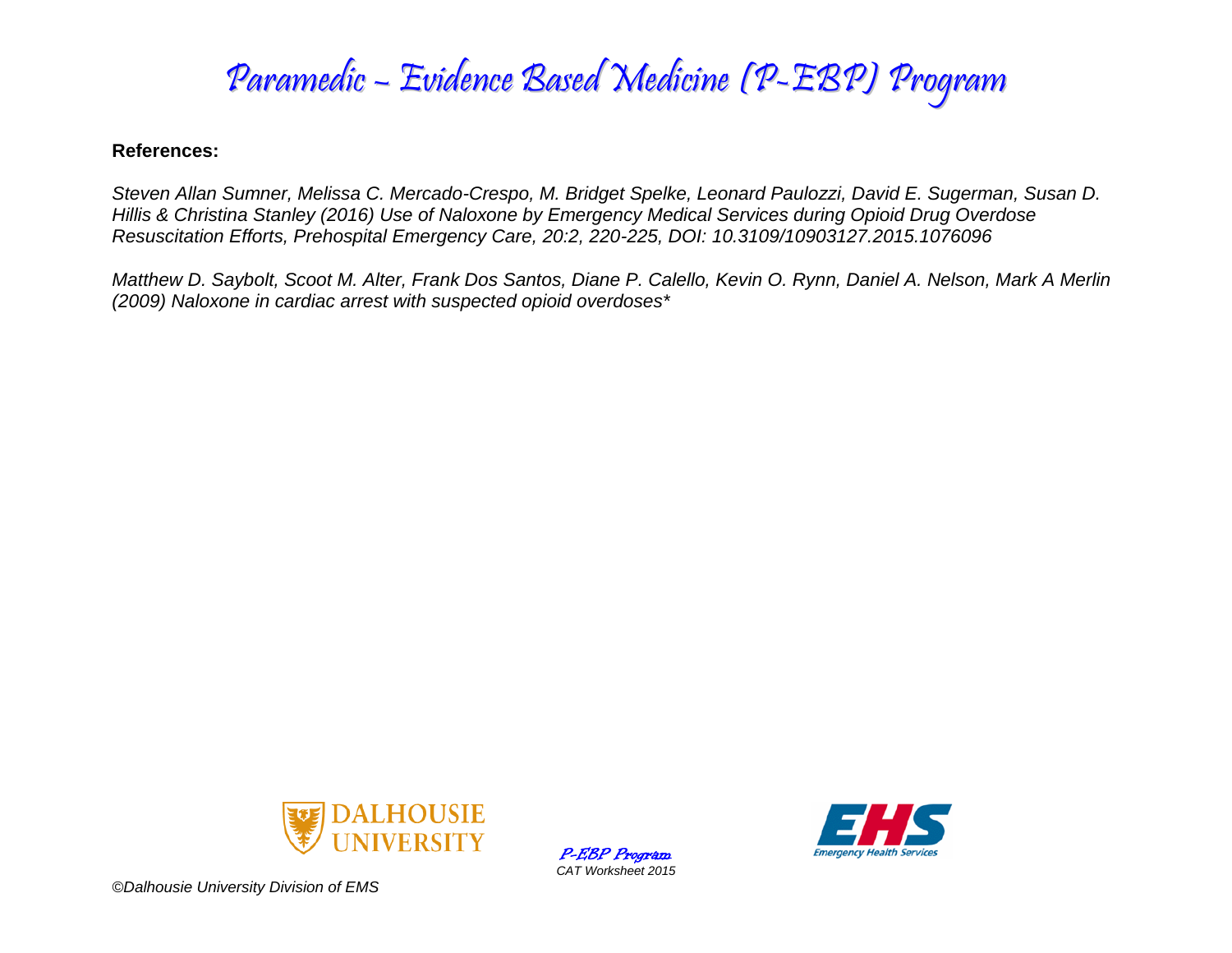**References:**

*Steven Allan Sumner, Melissa C. Mercado-Crespo, M. Bridget Spelke, Leonard Paulozzi, David E. Sugerman, Susan D. Hillis & Christina Stanley (2016) Use of Naloxone by Emergency Medical Services during Opioid Drug Overdose Resuscitation Efforts, Prehospital Emergency Care, 20:2, 220-225, DOI: 10.3109/10903127.2015.1076096*

*Matthew D. Saybolt, Scoot M. Alter, Frank Dos Santos, Diane P. Calello, Kevin O. Rynn, Daniel A. Nelson, Mark A Merlin (2009) Naloxone in cardiac arrest with suspected opioid overdoses\**